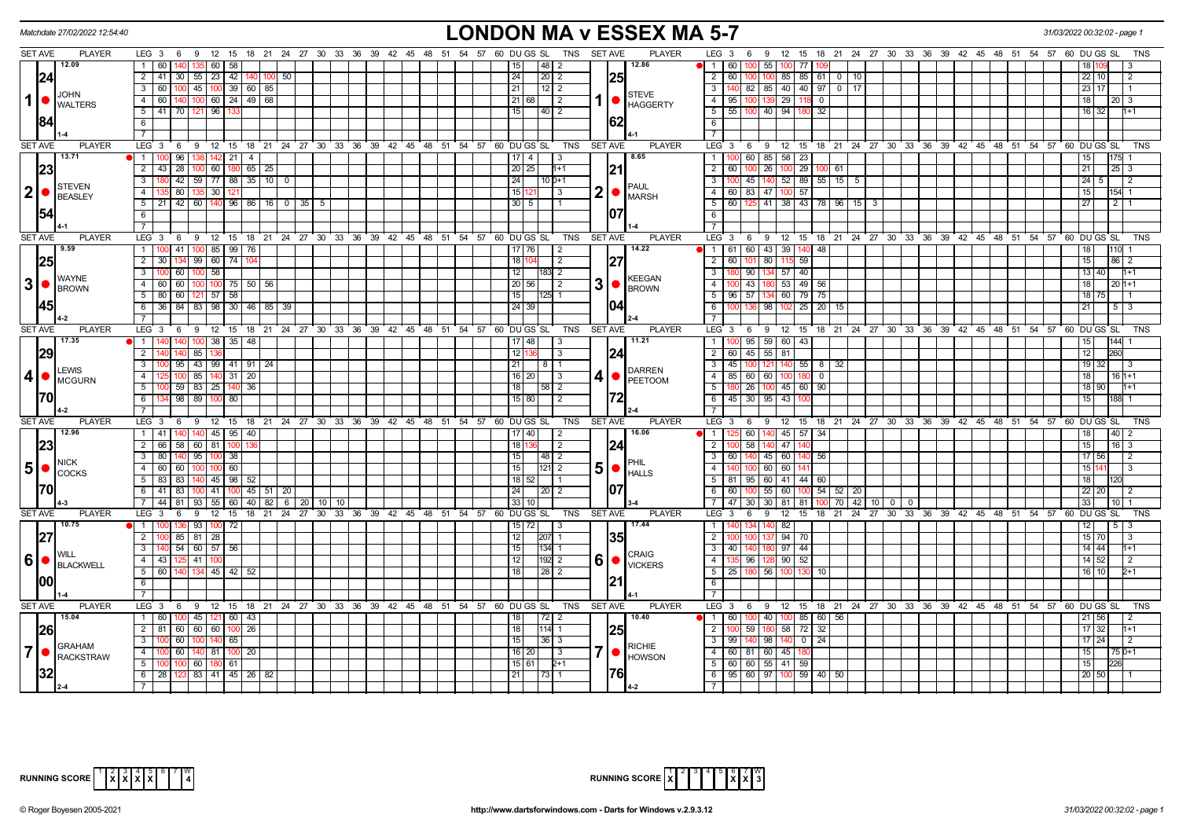Matchdate 27/02/2022 12:54:40

# LONDON MA v ESSEX MA 5-7

### Set 1

| SET AVE | PLAYER | LEG | Scores | DU | GS | SL | TNS |
|---|---|---|---|---|---|---|---|
| 12.09 / 24.84 | 1 JOHN WALTERS (1-4) | 1 | 60 140 135 60 58 | 15 | | 48 | 2 |
| | | 2 | 41 30 55 23 42 140 100 50 | 24 | | 20 | 2 |
| | | 3 | 60 100 45 100 39 60 85 | 21 | | 12 | 2 |
| | | 4 | 60 140 100 60 24 49 68 | 21 | 68 | | 2 |
| | | 5 | 41 70 121 96 133 | 15 | | 40 | 2 |

| SET AVE | PLAYER | LEG | Scores | DU | GS | SL | TNS |
|---|---|---|---|---|---|---|---|
| 12.86 / 25.62 | 1 STEVE HAGGERTY (4-1) | 1 | 60 100 55 100 77 109 | 18 | 109 | | 3 |
| | | 2 | 60 100 100 85 85 61 0 10 | 22 | 10 | | 2 |
| | | 3 | 140 82 85 40 40 97 0 17 | 23 | 17 | | 1 |
| | | 4 | 95 100 139 29 118 0 | 18 | | 20 | 3 |
| | | 5 | 55 100 40 94 180 32 | 16 | 32 | | 1+1 |

### Set 2

| SET AVE | PLAYER | LEG | Scores | DU | GS | SL | TNS |
|---|---|---|---|---|---|---|---|
| 13.71 / 23.54 | 2 STEVEN BEASLEY (4-1) | 1 | 100 96 138 142 21 4 | 17 | 4 | | 3 |
| | | 2 | 43 28 100 60 180 65 25 | 20 | 25 | | 1+1 |
| | | 3 | 180 42 59 77 88 35 10 0 | 24 | | 10 | 0+1 |
| | | 4 | 135 80 135 30 121 | 15 | 121 | | 3 |
| | | 5 | 21 42 60 140 96 86 16 0 35 5 | 30 | 5 | | 1 |

| SET AVE | PLAYER | LEG | Scores | DU | GS | SL | TNS |
|---|---|---|---|---|---|---|---|
| 8.65 / 21.07 | 2 PAUL MARSH (1-4) | 1 | 100 60 85 58 23 | 15 | | 175 | 1 |
| | | 2 | 60 100 26 100 29 100 61 | 21 | | 25 | 3 |
| | | 3 | 100 45 140 52 89 55 15 5 | 24 | 5 | | 2 |
| | | 4 | 60 83 47 100 57 | 15 | | 154 | 1 |
| | | 5 | 60 125 41 38 43 78 96 15 3 | 27 | | 2 | 1 |

### Set 3

| SET AVE | PLAYER | LEG | Scores | DU | GS | SL | TNS |
|---|---|---|---|---|---|---|---|
| 9.59 / 25.45 | 3 WAYNE BROWN (4-2) | 1 | 100 41 100 85 99 76 | 17 | 76 | | 2 |
| | | 2 | 30 134 99 60 74 104 | 18 | 104 | | 2 |
| | | 3 | 100 60 100 58 | 12 | | 183 | 2 |
| | | 4 | 60 60 100 100 75 50 56 | 20 | 56 | | 2 |
| | | 5 | 80 60 121 57 58 | 15 | | 125 | 1 |
| | | 6 | 36 84 83 98 30 46 85 39 | 24 | 39 | | |

| SET AVE | PLAYER | LEG | Scores | DU | GS | SL | TNS |
|---|---|---|---|---|---|---|---|
| 14.22 / 27.04 | 3 KEEGAN BROWN (2-4) | 1 | 61 60 43 39 140 48 | 18 | | 110 | 1 |
| | | 2 | 60 101 80 115 59 | 15 | | 86 | 2 |
| | | 3 | 180 90 134 57 40 | 13 | 40 | | 1+1 |
| | | 4 | 100 43 180 53 49 56 | 18 | | 20 | 1+1 |
| | | 5 | 96 57 134 60 79 75 | 18 | 75 | | 1 |
| | | 6 | 100 136 98 102 25 20 15 | 21 | | 5 | 3 |

### Set 4

| SET AVE | PLAYER | LEG | Scores | DU | GS | SL | TNS |
|---|---|---|---|---|---|---|---|
| 17.35 / 29.70 | 4 LEWIS MCGURN (4-2) | 1 | 140 140 100 38 35 48 | 17 | 48 | | 3 |
| | | 2 | 140 140 85 136 | 12 | 136 | | 3 |
| | | 3 | 100 95 43 99 41 91 24 | 21 | | 8 | 1 |
| | | 4 | 125 100 85 140 31 20 | 16 | 20 | | 3 |
| | | 5 | 100 59 83 25 140 36 | 18 | | 58 | 2 |
| | | 6 | 134 98 89 100 80 | 15 | 80 | | 2 |

| SET AVE | PLAYER | LEG | Scores | DU | GS | SL | TNS |
|---|---|---|---|---|---|---|---|
| 11.21 / 24.72 | 4 DARREN PEETOOM (2-4) | 1 | 100 95 59 60 43 | 15 | | 144 | 1 |
| | | 2 | 60 45 55 81 | 12 | | 260 | |
| | | 3 | 45 100 121 140 55 8 32 | 19 | 32 | | 3 |
| | | 4 | 85 60 60 100 180 0 | 18 | | 16 | 1+1 |
| | | 5 | 180 26 100 45 60 90 | 18 | 90 | | 1+1 |
| | | 6 | 45 30 95 43 100 | 15 | | 188 | 1 |

### Set 5

| SET AVE | PLAYER | LEG | Scores | DU | GS | SL | TNS |
|---|---|---|---|---|---|---|---|
| 12.96 / 23.70 | 5 NICK COCKS (4-3) | 1 | 41 140 140 45 95 40 | 17 | 40 | | 2 |
| | | 2 | 66 58 60 81 100 136 | 18 | 136 | | 2 |
| | | 3 | 80 140 95 100 38 | 15 | | 48 | 2 |
| | | 4 | 60 60 100 100 60 | 15 | | 121 | 2 |
| | | 5 | 83 83 140 45 98 52 | 18 | 52 | | 1 |
| | | 6 | 41 83 100 41 100 45 51 20 | 24 | | 20 | 2 |
| | | 7 | 44 81 93 55 60 40 82 6 20 10 10 | 33 | 10 | | |

| SET AVE | PLAYER | LEG | Scores | DU | GS | SL | TNS |
|---|---|---|---|---|---|---|---|
| 16.06 / 24.07 | 5 PHIL HALLS (3-4) | 1 | 125 60 140 45 57 34 | 18 | | 40 | 2 |
| | | 2 | 100 58 140 47 140 | 15 | | 16 | 3 |
| | | 3 | 60 140 45 60 140 56 | 17 | 56 | | 2 |
| | | 4 | 140 100 60 60 141 | 15 | 141 | | 3 |
| | | 5 | 81 95 60 41 44 60 | 18 | | 120 | |
| | | 6 | 60 100 55 60 100 54 52 20 | 22 | 20 | | 2 |
| | | 7 | 47 30 30 81 81 100 70 42 10 0 0 | 33 | | 10 | 1 |

### Set 6

| SET AVE | PLAYER | LEG | Scores | DU | GS | SL | TNS |
|---|---|---|---|---|---|---|---|
| 10.75 / 27.00 | 6 WILL BLACKWELL (1-4) | 1 | 100 136 93 100 72 | 15 | 72 | | 3 |
| | | 2 | 100 85 81 28 | 12 | | 207 | 1 |
| | | 3 | 140 54 60 57 56 | 15 | | 134 | 1 |
| | | 4 | 43 125 41 100 | 12 | | 192 | 2 |
| | | 5 | 60 140 134 45 42 52 | 18 | | 28 | 2 |

| SET AVE | PLAYER | LEG | Scores | DU | GS | SL | TNS |
|---|---|---|---|---|---|---|---|
| 17.44 / 35.21 | 6 CRAIG VICKERS (4-1) | 1 | 140 134 140 82 | 12 | | 5 | 3 |
| | | 2 | 100 100 137 94 70 | 15 | 70 | | 3 |
| | | 3 | 40 140 180 97 44 | 14 | 44 | | 1+1 |
| | | 4 | 135 96 128 90 52 | 14 | 52 | | 2 |
| | | 5 | 25 180 56 100 130 10 | 16 | 10 | | 2+1 |

### Set 7

| SET AVE | PLAYER | LEG | Scores | DU | GS | SL | TNS |
|---|---|---|---|---|---|---|---|
| 15.04 / 26.32 | 7 GRAHAM RACKSTRAW (2-4) | 1 | 60 100 45 121 60 43 | 18 | | 72 | 2 |
| | | 2 | 81 60 60 60 100 26 | 18 | | 114 | 1 |
| | | 3 | 100 60 100 140 65 | 15 | | 36 | 3 |
| | | 4 | 100 60 140 81 100 20 | 16 | 20 | | 3 |
| | | 5 | 100 100 60 180 61 | 15 | 61 | | 2+1 |
| | | 6 | 28 123 83 41 45 26 82 | 21 | | 73 | 1 |

| SET AVE | PLAYER | LEG | Scores | DU | GS | SL | TNS |
|---|---|---|---|---|---|---|---|
| 10.40 / 25.76 | 7 RICHIE HOWSON (4-2) | 1 | 60 100 40 100 85 60 56 | 21 | 56 | | 2 |
| | | 2 | 100 59 180 58 72 32 | 17 | 32 | | 1+1 |
| | | 3 | 99 140 98 140 0 24 | 17 | 24 | | 2 |
| | | 4 | 60 81 60 45 180 | 15 | | 75 | 0+1 |
| | | 5 | 60 60 55 41 59 | 15 | | 226 | |
| | | 6 | 95 60 97 100 59 40 50 | 20 | 50 | | 1 |

RUNNING SCORE (LONDON MA): Sets 2, 3, 4, 5 won — W: 4

RUNNING SCORE (ESSEX MA): Sets 1, 6, 7 won — W: 3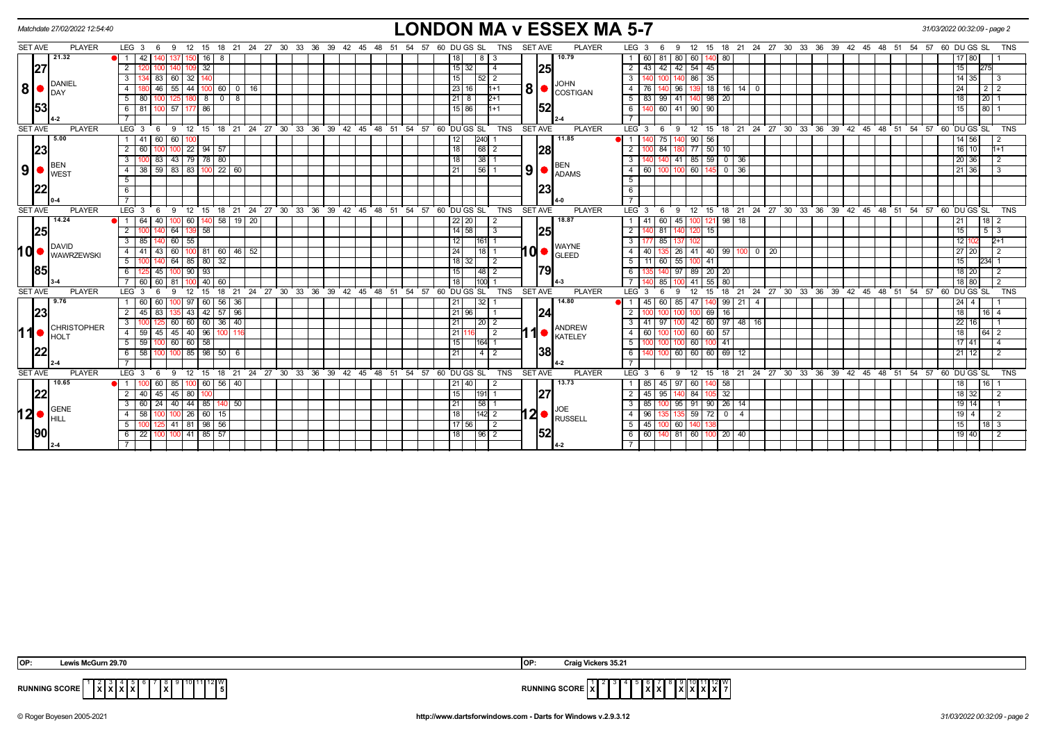Matchdate 27/02/2022 12:54:40

# LONDON MA v ESSEX MA 5-7

31/03/2022 00:32:09 - page 2

## Set 8

| SET AVE | PLAYER | LEG | Scores | DU | GS | SL | TNS |
|---|---|---|---|---|---|---|---|
| 21.32 / 27 / 53 | DANIEL DAY (4-2) | 1 | 42, 140, 137, 150, 16, 8 | 18 | | 8 | 3 |
| | | 2 | 120, 100, 140, 109, 32 | 15 | 32 | | 4 |
| | | 3 | 134, 83, 60, 32, 140 | 15 | | 52 | 2 |
| | | 4 | 180, 46, 55, 44, 100, 60, 0, 16 | 23 | 16 | | 1+1 |
| | | 5 | 80, 100, 125, 180, 8, 0, 8 | 21 | 8 | | 2+1 |
| | | 6 | 81, 100, 57, 177, 86 | 15 | 86 | | 1+1 |

| SET AVE | PLAYER | LEG | Scores | DU | GS | SL | TNS |
|---|---|---|---|---|---|---|---|
| 10.79 / 25 / 52 | JOHN COSTIGAN (2-4) | 1 | 60, 81, 80, 60, 140, 80 | 17 | 80 | | 1 |
| | | 2 | 43, 42, 42, 54, 45 | 15 | | 275 | |
| | | 3 | 140, 100, 140, 86, 35 | 14 | 35 | | 3 |
| | | 4 | 76, 140, 96, 139, 18, 16, 14, 0 | 24 | | 2 | 2 |
| | | 5 | 83, 99, 41, 140, 98, 20 | 18 | | 20 | 1 |
| | | 6 | 140, 60, 41, 90, 90 | 15 | | 80 | 1 |

## Set 9

| SET AVE | PLAYER | LEG | Scores | DU | GS | SL | TNS |
|---|---|---|---|---|---|---|---|
| 5.00 / 23 / 22 | BEN WEST (0-4) | 1 | 41, 60, 60, 100 | 12 | | 240 | 1 |
| | | 2 | 60, 100, 100, 22, 94, 57 | 18 | | 68 | 2 |
| | | 3 | 100, 83, 43, 79, 78, 80 | 18 | | 38 | 1 |
| | | 4 | 38, 59, 83, 83, 100, 22, 60 | 21 | | 56 | 1 |

| SET AVE | PLAYER | LEG | Scores | DU | GS | SL | TNS |
|---|---|---|---|---|---|---|---|
| 11.85 / 28 / 23 | BEN ADAMS (4-0) | 1 | 140, 75, 140, 90, 56 | 14 | 56 | | 2 |
| | | 2 | 100, 84, 180, 77, 50, 10 | 16 | 10 | | 1+1 |
| | | 3 | 140, 140, 41, 85, 59, 0, 36 | 20 | 36 | | 2 |
| | | 4 | 60, 100, 100, 60, 145, 0, 36 | 21 | 36 | | 3 |

## Set 10

| SET AVE | PLAYER | LEG | Scores | DU | GS | SL | TNS |
|---|---|---|---|---|---|---|---|
| 14.24 / 25 / 85 | DAVID WAWRZEWSKI (3-4) | 1 | 64, 40, 100, 60, 140, 58, 19, 20 | 22 | 20 | | 2 |
| | | 2 | 100, 140, 64, 139, 58 | 14 | 58 | | 3 |
| | | 3 | 85, 140, 60, 55 | 12 | | 161 | 1 |
| | | 4 | 41, 43, 60, 100, 81, 60, 46, 52 | 24 | | 18 | 1 |
| | | 5 | 100, 140, 64, 85, 80, 32 | 18 | 32 | | 2 |
| | | 6 | 125, 45, 100, 90, 93 | 15 | | 48 | 2 |
| | | 7 | 60, 60, 81, 100, 40, 60 | 18 | | 100 | 1 |

| SET AVE | PLAYER | LEG | Scores | DU | GS | SL | TNS |
|---|---|---|---|---|---|---|---|
| 18.87 / 25 / 79 | WAYNE GLEED (4-3) | 1 | 41, 60, 45, 100, 121, 98, 18 | 21 | | 18 | 2 |
| | | 2 | 140, 81, 140, 120, 15 | 15 | | 5 | 3 |
| | | 3 | 177, 85, 137, 102 | 12 | 102 | | 2+1 |
| | | 4 | 40, 135, 26, 41, 40, 99, 100, 0, 20 | 27 | 20 | | 2 |
| | | 5 | 11, 60, 55, 100, 41 | 15 | | 234 | 1 |
| | | 6 | 135, 140, 97, 89, 20, 20 | 18 | 20 | | 2 |
| | | 7 | 140, 85, 100, 41, 55, 80 | 18 | 80 | | 2 |

## Set 11

| SET AVE | PLAYER | LEG | Scores | DU | GS | SL | TNS |
|---|---|---|---|---|---|---|---|
| 9.76 / 23 / 22 | CHRISTOPHER HOLT (2-4) | 1 | 60, 60, 100, 97, 60, 56, 36 | 21 | | 32 | 1 |
| | | 2 | 45, 83, 135, 43, 42, 57, 96 | 21 | 96 | | 1 |
| | | 3 | 100, 125, 60, 60, 60, 36, 40 | 21 | | 20 | 2 |
| | | 4 | 59, 45, 45, 40, 96, 100, 116 | 21 | 116 | | 2 |
| | | 5 | 59, 100, 60, 60, 58 | 15 | | 164 | 1 |
| | | 6 | 58, 100, 100, 85, 98, 50, 6 | 21 | | 4 | 2 |

| SET AVE | PLAYER | LEG | Scores | DU | GS | SL | TNS |
|---|---|---|---|---|---|---|---|
| 14.80 / 24 / 38 | ANDREW KATELEY (4-2) | 1 | 45, 60, 85, 47, 140, 99, 21, 4 | 24 | 4 | | 1 |
| | | 2 | 100, 100, 100, 100, 69, 16 | 18 | | 16 | 4 |
| | | 3 | 41, 97, 100, 42, 60, 97, 48, 16 | 22 | 16 | | 1 |
| | | 4 | 60, 100, 100, 60, 60, 57 | 18 | | 64 | 2 |
| | | 5 | 100, 100, 100, 60, 100, 41 | 17 | 41 | | 4 |
| | | 6 | 140, 100, 60, 60, 60, 69, 12 | 21 | 12 | | 2 |

## Set 12

| SET AVE | PLAYER | LEG | Scores | DU | GS | SL | TNS |
|---|---|---|---|---|---|---|---|
| 10.65 / 22 / 90 | GENE HILL (2-4) | 1 | 100, 60, 85, 100, 60, 56, 40 | 21 | 40 | | 2 |
| | | 2 | 40, 45, 45, 80, 100 | 15 | | 191 | 1 |
| | | 3 | 60, 24, 40, 44, 85, 140, 50 | 21 | | 58 | 1 |
| | | 4 | 58, 100, 100, 26, 60, 15 | 18 | | 142 | 2 |
| | | 5 | 100, 125, 41, 81, 98, 56 | 17 | 56 | | 2 |
| | | 6 | 22, 100, 100, 41, 85, 57 | 18 | | 96 | 2 |

| SET AVE | PLAYER | LEG | Scores | DU | GS | SL | TNS |
|---|---|---|---|---|---|---|---|
| 13.73 / 27 / 52 | JOE RUSSELL (4-2) | 1 | 85, 45, 97, 60, 140, 58 | 18 | | 16 | 1 |
| | | 2 | 45, 95, 140, 84, 105, 32 | 18 | 32 | | 2 |
| | | 3 | 85, 100, 95, 91, 90, 26, 14 | 19 | 14 | | 1 |
| | | 4 | 96, 135, 135, 59, 72, 0, 4 | 19 | 4 | | 2 |
| | | 5 | 45, 100, 60, 140, 138 | 15 | | 18 | 3 |
| | | 6 | 60, 140, 81, 60, 100, 20, 40 | 19 | 40 | | 2 |

OP: Lewis McGurn 29.70

OP: Craig Vickers 35.21

| RUNNING SCORE | 1 | 2 | 3 | 4 | 5 | 6 | 7 | 8 | 9 | 10 | 11 | 12 | W |
|---|---|---|---|---|---|---|---|---|---|---|---|---|---|
| LONDON MA | | X | X | X | X | | | X | | | | | 5 |
| ESSEX MA | X | | | | | X | X | | X | X | X | X | 7 |

© Roger Boyesen 2005-2021 http://www.dartsforwindows.com - Darts for Windows v.2.9.3.12 31/03/2022 00:32:09 - page 2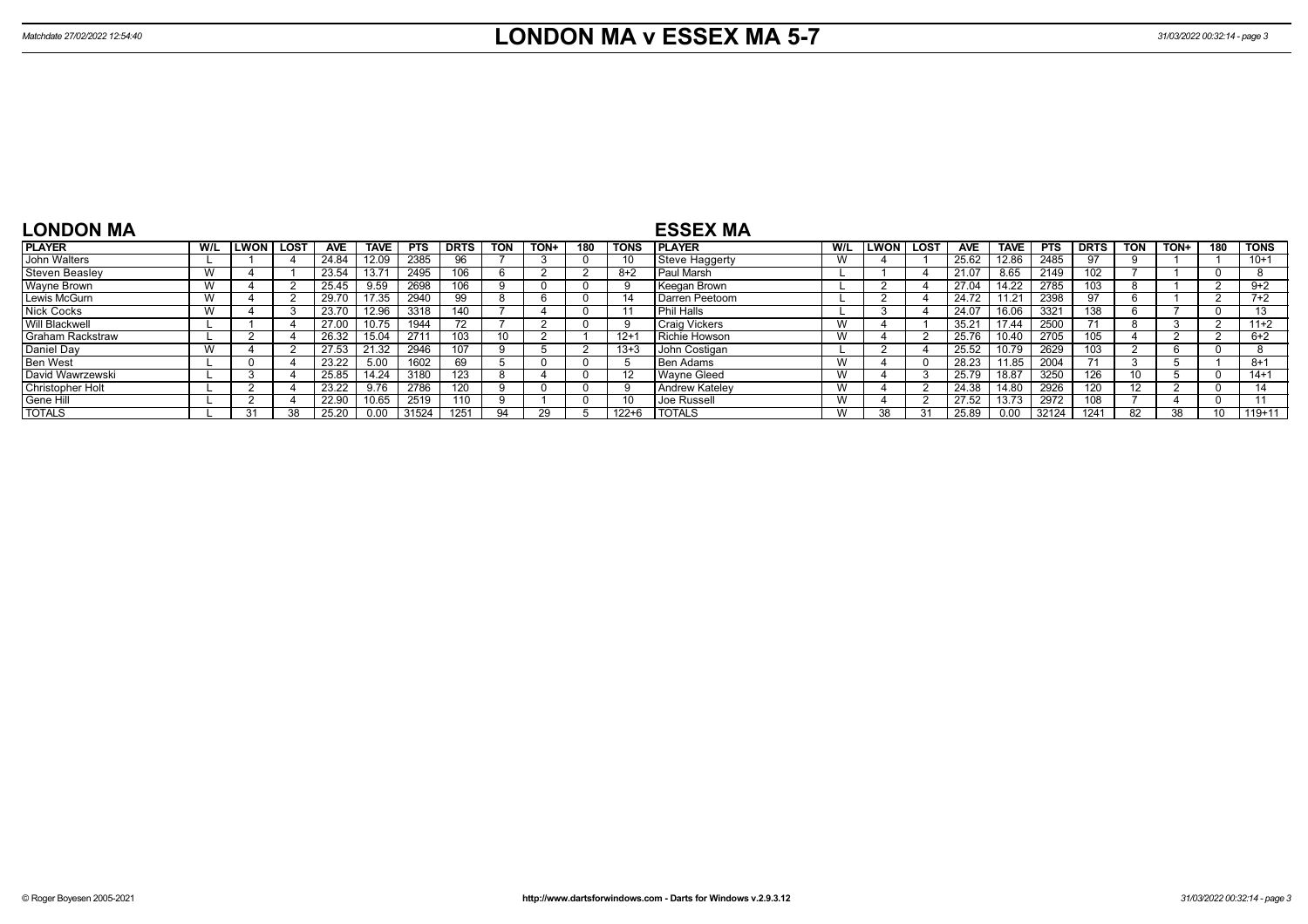// LONDON MA v ESSEX MA 5-7

## LONDON MA

| PLAYER | W/L | LWON | LOST | AVE | TAVE | PTS | DRTS | TON | TON+ | 180 | TONS |
|---|---|---|---|---|---|---|---|---|---|---|---|
| John Walters | L | 1 | 4 | 24.84 | 12.09 | 2385 | 96 | 7 | 3 | 0 | 10 |
| Steven Beasley | W | 4 | 1 | 23.54 | 13.71 | 2495 | 106 | 6 | 2 | 2 | 8+2 |
| Wayne Brown | W | 4 | 2 | 25.45 | 9.59 | 2698 | 106 | 9 | 0 | 0 | 9 |
| Lewis McGurn | W | 4 | 2 | 29.70 | 17.35 | 2940 | 99 | 8 | 6 | 0 | 14 |
| Nick Cocks | W | 4 | 3 | 23.70 | 12.96 | 3318 | 140 | 7 | 4 | 0 | 11 |
| Will Blackwell | L | 1 | 4 | 27.00 | 10.75 | 1944 | 72 | 7 | 2 | 0 | 9 |
| Graham Rackstraw | L | 2 | 4 | 26.32 | 15.04 | 2711 | 103 | 10 | 2 | 1 | 12+1 |
| Daniel Day | W | 4 | 2 | 27.53 | 21.32 | 2946 | 107 | 9 | 5 | 2 | 13+3 |
| Ben West | L | 0 | 4 | 23.22 | 5.00 | 1602 | 69 | 5 | 0 | 0 | 5 |
| David Wawrzewski | L | 3 | 4 | 25.85 | 14.24 | 3180 | 123 | 8 | 4 | 0 | 12 |
| Christopher Holt | L | 2 | 4 | 23.22 | 9.76 | 2786 | 120 | 9 | 0 | 0 | 9 |
| Gene Hill | L | 2 | 4 | 22.90 | 10.65 | 2519 | 110 | 9 | 1 | 0 | 10 |
| TOTALS | L | 31 | 38 | 25.20 | 0.00 | 31524 | 1251 | 94 | 29 | 5 | 122+6 |

## ESSEX MA

| PLAYER | W/L | LWON | LOST | AVE | TAVE | PTS | DRTS | TON | TON+ | 180 | TONS |
|---|---|---|---|---|---|---|---|---|---|---|---|
| Steve Haggerty | W | 4 | 1 | 25.62 | 12.86 | 2485 | 97 | 9 | 1 | 1 | 10+1 |
| Paul Marsh | L | 1 | 4 | 21.07 | 8.65 | 2149 | 102 | 7 | 1 | 0 | 8 |
| Keegan Brown | L | 2 | 4 | 27.04 | 14.22 | 2785 | 103 | 8 | 1 | 2 | 9+2 |
| Darren Peetoom | L | 2 | 4 | 24.72 | 11.21 | 2398 | 97 | 6 | 1 | 2 | 7+2 |
| Phil Halls | L | 3 | 4 | 24.07 | 16.06 | 3321 | 138 | 6 | 7 | 0 | 13 |
| Craig Vickers | W | 4 | 1 | 35.21 | 17.44 | 2500 | 71 | 8 | 3 | 2 | 11+2 |
| Richie Howson | W | 4 | 2 | 25.76 | 10.40 | 2705 | 105 | 4 | 2 | 2 | 6+2 |
| John Costigan | L | 2 | 4 | 25.52 | 10.79 | 2629 | 103 | 2 | 6 | 0 | 8 |
| Ben Adams | W | 4 | 0 | 28.23 | 11.85 | 2004 | 71 | 3 | 5 | 1 | 8+1 |
| Wayne Gleed | W | 4 | 3 | 25.79 | 18.87 | 3250 | 126 | 10 | 5 | 0 | 14+1 |
| Andrew Kateley | W | 4 | 2 | 24.38 | 14.80 | 2926 | 120 | 12 | 2 | 0 | 14 |
| Joe Russell | W | 4 | 2 | 27.52 | 13.73 | 2972 | 108 | 7 | 4 | 0 | 11 |
| TOTALS | W | 38 | 31 | 25.89 | 0.00 | 32124 | 1241 | 82 | 38 | 10 | 119+11 |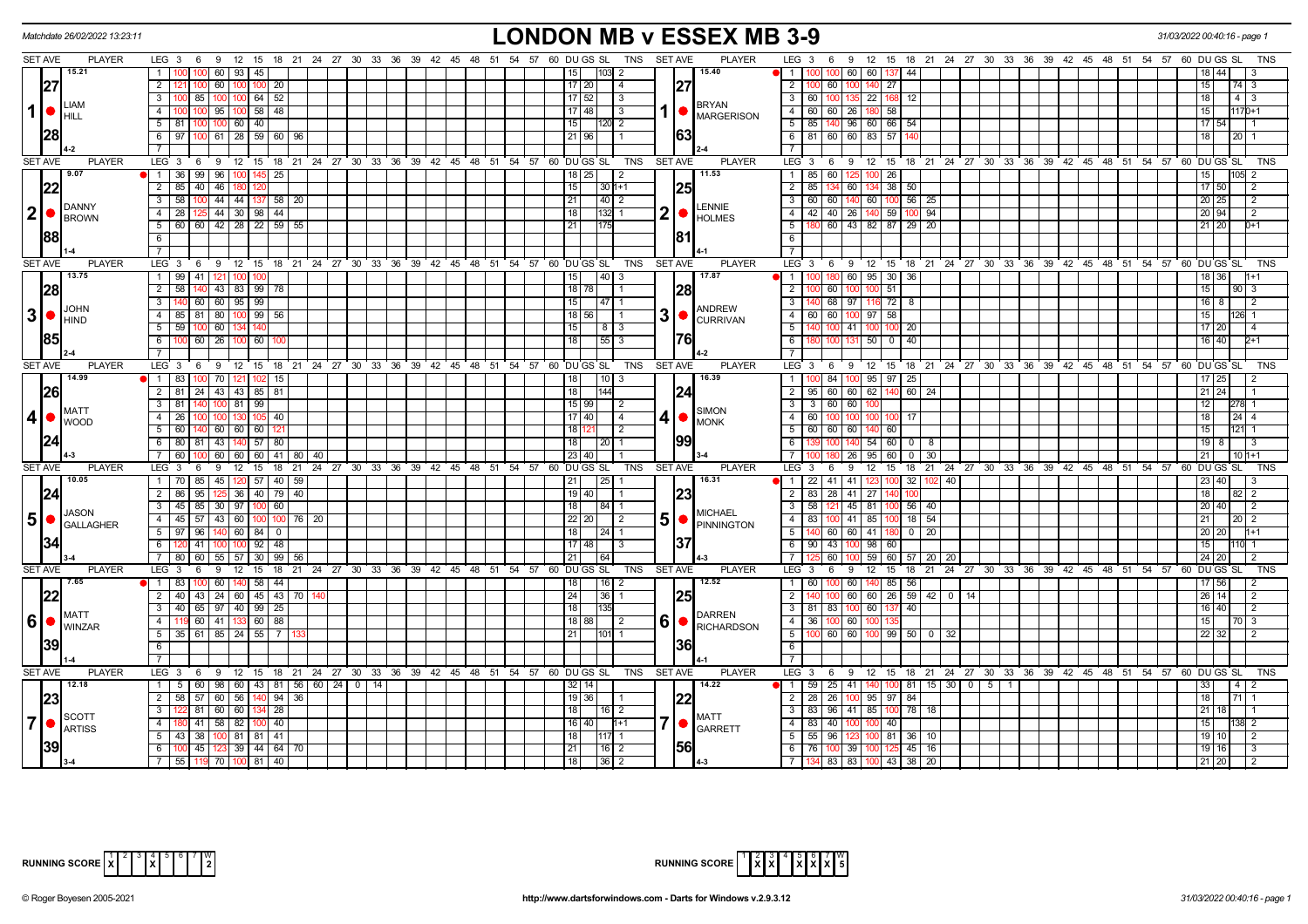Matchdate 26/02/2022 13:23:11

# LONDON MB v ESSEX MB 3-9

31/03/2022 00:40:16 - page 1

| SET AVE | PLAYER | LEG | 3 | 6 | 9 | 12 | 15 | 18 | 21 | 24 | 27 | 30 | DU | GS | SL | TNS | SET AVE | PLAYER | LEG | 3 | 6 | 9 | 12 | 15 | 18 | 21 | 24 | 27 | 30 | DU | GS | SL | TNS |
|---|---|---|---|---|---|---|---|---|---|---|---|---|---|---|---|---|---|---|---|---|---|---|---|---|---|---|---|---|---|---|---|---|---|
| 15.21 | 1 LIAM HILL | 1 | 100 | 100 | 60 | 93 | 45 | | | | | | 15 | | 103 | 2 | 15.40 | 1 BRYAN MARGERISON | 1 | 100 | 100 | 60 | 60 | 137 | 44 | | | | | 18 | 44 | | 3 |
| 27 | | 2 | 121 | 100 | 60 | 100 | 100 | 20 | | | | | 17 | 20 | | 4 | 27 | | 2 | 100 | 60 | 100 | 140 | 27 | | | | | | 15 | | 74 | 3 |
| | | 3 | 100 | 85 | 100 | 100 | 64 | 52 | | | | | 17 | 52 | | 3 | | | 3 | 60 | 100 | 135 | 22 | 168 | 12 | | | | | 18 | | 4 | 3 |
| | | 4 | 100 | 100 | 95 | 100 | 58 | 48 | | | | | 17 | 48 | | 3 | | | 4 | 60 | 60 | 26 | 180 | 58 | | | | | | 15 | | 117 | 0+1 |
| | | 5 | 81 | 100 | 100 | 60 | 40 | | | | | | 15 | | 120 | 2 | | | 5 | 85 | 140 | 96 | 60 | 66 | 54 | | | | | 17 | 54 | | 1 |
| 28 | | 6 | 97 | 100 | 61 | 28 | 59 | 60 | 96 | | | | 21 | 96 | | 1 | 63 | | 6 | 81 | 60 | 60 | 83 | 57 | 140 | | | | | 18 | | 20 | 1 |
| | 4-2 | 7 | | | | | | | | | | | | | | | | 2-4 | 7 | | | | | | | | | | | | | | |
| 9.07 | 2 DANNY BROWN | 1 | 36 | 99 | 96 | 100 | 145 | 25 | | | | | 18 | 25 | | 2 | 11.53 | 2 LENNIE HOLMES | 1 | 85 | 60 | 125 | 100 | 26 | | | | | | 15 | | 105 | 2 |
| 22 | | 2 | 85 | 40 | 46 | 180 | 120 | | | | | | 15 | | 30 | 1+1 | 25 | | 2 | 85 | 134 | 60 | 134 | 38 | 50 | | | | | 17 | 50 | | 2 |
| | | 3 | 58 | 100 | 44 | 44 | 137 | 58 | 20 | | | | 21 | | 40 | 2 | | | 3 | 60 | 60 | 140 | 60 | 100 | 56 | 25 | | | | 20 | 25 | | 2 |
| | | 4 | 28 | 125 | 44 | 30 | 98 | 44 | | | | | 18 | | 132 | 1 | | | 4 | 42 | 40 | 26 | 140 | 59 | 100 | 94 | | | | 20 | 94 | | 2 |
| | | 5 | 60 | 60 | 42 | 28 | 22 | 59 | 55 | | | | 21 | | 175 | | | | 5 | 180 | 60 | 43 | 82 | 87 | 29 | 20 | | | | 21 | 20 | | 0+1 |
| 88 | | 6 | | | | | | | | | | | | | | | 81 | | 6 | | | | | | | | | | | | | | |
| | 1-4 | 7 | | | | | | | | | | | | | | | | 4-1 | 7 | | | | | | | | | | | | | | |
| 13.75 | 3 JOHN HIND | 1 | 99 | 41 | 121 | 100 | 100 | | | | | | 15 | | 40 | 3 | 17.87 | 3 ANDREW CURRIVAN | 1 | 100 | 180 | 60 | 95 | 30 | 36 | | | | | 18 | 36 | | 1+1 |
| 28 | | 2 | 58 | 140 | 43 | 83 | 99 | 78 | | | | | 18 | 78 | | 1 | 28 | | 2 | 100 | 60 | 100 | 100 | 51 | | | | | | 15 | | 90 | 3 |
| | | 3 | 140 | 60 | 60 | 95 | 99 | | | | | | 15 | | 47 | 1 | | | 3 | 140 | 68 | 97 | 116 | 72 | 8 | | | | | 16 | 8 | | 2 |
| | | 4 | 85 | 81 | 80 | 100 | 99 | 56 | | | | | 18 | 56 | | 1 | | | 4 | 60 | 60 | 100 | 97 | 58 | | | | | | 15 | | 126 | 1 |
| | | 5 | 59 | 100 | 60 | 134 | 140 | | | | | | 15 | | 8 | 3 | | | 5 | 140 | 100 | 41 | 100 | 100 | 20 | | | | | 17 | 20 | | 4 |
| 85 | | 6 | 100 | 60 | 26 | 100 | 60 | 100 | | | | | 18 | | 55 | 3 | 76 | | 6 | 180 | 100 | 131 | 50 | 0 | 40 | | | | | 16 | 40 | | 2+1 |
| | 2-4 | 7 | | | | | | | | | | | | | | | | 4-2 | 7 | | | | | | | | | | | | | | |
| 14.99 | 4 MATT WOOD | 1 | 83 | 100 | 70 | 121 | 102 | 15 | | | | | 18 | | 10 | 3 | 16.39 | 4 SIMON MONK | 1 | 100 | 84 | 100 | 95 | 97 | 25 | | | | | 17 | 25 | | 2 |
| 26 | | 2 | 81 | 24 | 43 | 43 | 85 | 81 | | | | | 18 | | 144 | | 24 | | 2 | 95 | 60 | 60 | 62 | 140 | 60 | 24 | | | | 21 | 24 | | 1 |
| | | 3 | 81 | 140 | 100 | 81 | 99 | | | | | | 15 | 99 | | 2 | | | 3 | 3 | 60 | 60 | 100 | | | | | | | 12 | | 278 | 1 |
| | | 4 | 26 | 100 | 100 | 130 | 105 | 40 | | | | | 17 | 40 | | 4 | | | 4 | 60 | 100 | 100 | 100 | 100 | 17 | | | | | 18 | | 24 | 4 |
| | | 5 | 60 | 140 | 60 | 60 | 60 | 121 | | | | | 18 | 121 | | 2 | | | 5 | 60 | 60 | 60 | 140 | 60 | | | | | | 15 | | 121 | 1 |
| 24 | | 6 | 80 | 81 | 43 | 140 | 57 | 80 | | | | | 18 | | 20 | 1 | 99 | | 6 | 139 | 100 | 140 | 54 | 60 | 0 | 8 | | | | 19 | 8 | | 3 |
| | 4-3 | 7 | 60 | 100 | 60 | 60 | 60 | 41 | 80 | 40 | | | 23 | 40 | | 1 | | 3-4 | 7 | 100 | 180 | 26 | 95 | 60 | 0 | 30 | | | | 21 | | 10 | 1+1 |
| 10.05 | 5 JASON GALLAGHER | 1 | 70 | 85 | 45 | 120 | 57 | 40 | 59 | | | | 21 | | 25 | 1 | 16.31 | 5 MICHAEL PINNINGTON | 1 | 22 | 41 | 41 | 123 | 100 | 32 | 102 | 40 | | | 23 | 40 | | 3 |
| 24 | | 2 | 86 | 95 | 125 | 36 | 40 | 79 | 40 | | | | 19 | 40 | | 1 | 23 | | 2 | 83 | 28 | 41 | 27 | 140 | 100 | | | | | 18 | | 82 | 2 |
| | | 3 | 45 | 85 | 30 | 97 | 100 | 60 | | | | | 18 | | 84 | 1 | | | 3 | 58 | 121 | 45 | 81 | 100 | 56 | 40 | | | | 20 | 40 | | 2 |
| | | 4 | 45 | 57 | 43 | 60 | 100 | 100 | 76 | 20 | | | 22 | 20 | | 2 | | | 4 | 83 | 100 | 41 | 85 | 100 | 18 | 54 | | | | 21 | | 20 | 2 |
| | | 5 | 97 | 96 | 140 | 60 | 84 | 0 | | | | | 18 | | 24 | 1 | | | 5 | 140 | 60 | 60 | 41 | 180 | 0 | 20 | | | | 20 | 20 | | 1+1 |
| 34 | | 6 | 120 | 41 | 100 | 100 | 92 | 48 | | | | | 17 | 48 | | 3 | 37 | | 6 | 90 | 43 | 100 | 98 | 60 | | | | | | 15 | | 110 | 1 |
| | 3-4 | 7 | 80 | 60 | 55 | 57 | 30 | 99 | 56 | | | | 21 | | 64 | | | 4-3 | 7 | 125 | 60 | 100 | 59 | 60 | 57 | 20 | 20 | | | 24 | 20 | | 2 |
| 7.65 | 6 MATT WINZAR | 1 | 83 | 100 | 60 | 140 | 58 | 44 | | | | | 18 | | 16 | 2 | 12.52 | 6 DARREN RICHARDSON | 1 | 60 | 100 | 60 | 140 | 85 | 56 | | | | | 17 | 56 | | 2 |
| 22 | | 2 | 40 | 43 | 24 | 60 | 45 | 43 | 70 | 140 | | | 24 | | 36 | 1 | 25 | | 2 | 140 | 100 | 60 | 60 | 26 | 59 | 42 | 0 | 14 | | 26 | 14 | | 2 |
| | | 3 | 40 | 65 | 97 | 40 | 99 | 25 | | | | | 18 | | 135 | | | | 3 | 81 | 83 | 100 | 60 | 137 | 40 | | | | | 16 | 40 | | 2 |
| | | 4 | 119 | 60 | 41 | 133 | 60 | 88 | | | | | 18 | 88 | | 2 | | | 4 | 36 | 100 | 60 | 100 | 135 | | | | | | 15 | | 70 | 3 |
| | | 5 | 35 | 61 | 85 | 24 | 55 | 7 | 133 | | | | 21 | | 101 | 1 | | | 5 | 100 | 60 | 60 | 100 | 99 | 50 | 0 | 32 | | | 22 | 32 | | 2 |
| 39 | | 6 | | | | | | | | | | | | | | | 36 | | 6 | | | | | | | | | | | | | | |
| | 1-4 | 7 | | | | | | | | | | | | | | | | 4-1 | 7 | | | | | | | | | | | | | | |
| 12.18 | 7 SCOTT ARTISS | 1 | 5 | 60 | 98 | 60 | 43 | 81 | 56 | 60 | 24 | 0 | 32 | 14 | | | 14.22 | 7 MATT GARRETT | 1 | 59 | 25 | 41 | 140 | 100 | 81 | 15 | 30 | 0 | 5 | 33 | | 4 | 2 |
| 23 | | 2 | 58 | 57 | 60 | 56 | 140 | 94 | 36 | | | | 19 | 36 | | 1 | 22 | | 2 | 28 | 26 | 100 | 95 | 97 | 84 | | | | | 18 | | 71 | 1 |
| | | 3 | 122 | 81 | 60 | 60 | 134 | 28 | | | | | 18 | | 16 | 2 | | | 3 | 83 | 96 | 41 | 85 | 100 | 78 | 18 | | | | 21 | 18 | | 1 |
| | | 4 | 180 | 41 | 58 | 82 | 100 | 40 | | | | | 16 | 40 | | 1+1 | | | 4 | 83 | 40 | 100 | 100 | 40 | | | | | | 15 | | 138 | 2 |
| | | 5 | 43 | 38 | 100 | 81 | 81 | 41 | | | | | 18 | | 117 | 1 | | | 5 | 55 | 96 | 123 | 100 | 81 | 36 | 10 | | | | 19 | 10 | | 2 |
| 39 | | 6 | 100 | 45 | 123 | 39 | 44 | 64 | 70 | | | | 21 | | 16 | 2 | 56 | | 6 | 76 | 100 | 39 | 100 | 125 | 45 | 16 | | | | 19 | 16 | | 3 |
| | 3-4 | 7 | 55 | 119 | 70 | 100 | 81 | 40 | | | | | 18 | | 36 | 2 | | 4-3 | 7 | 134 | 83 | 83 | 100 | 43 | 38 | 20 | | | | 21 | 20 | | 2 |

RUNNING SCORE: 1 X, 2, 3, 4 X, 5, 6, 7 — W 2

RUNNING SCORE: 1, 2 X, 3 X, 4, 5 X, 6 X, 7 X — W 5

© Roger Boyesen 2005-2021 — http://www.dartsforwindows.com - Darts for Windows v.2.9.3.12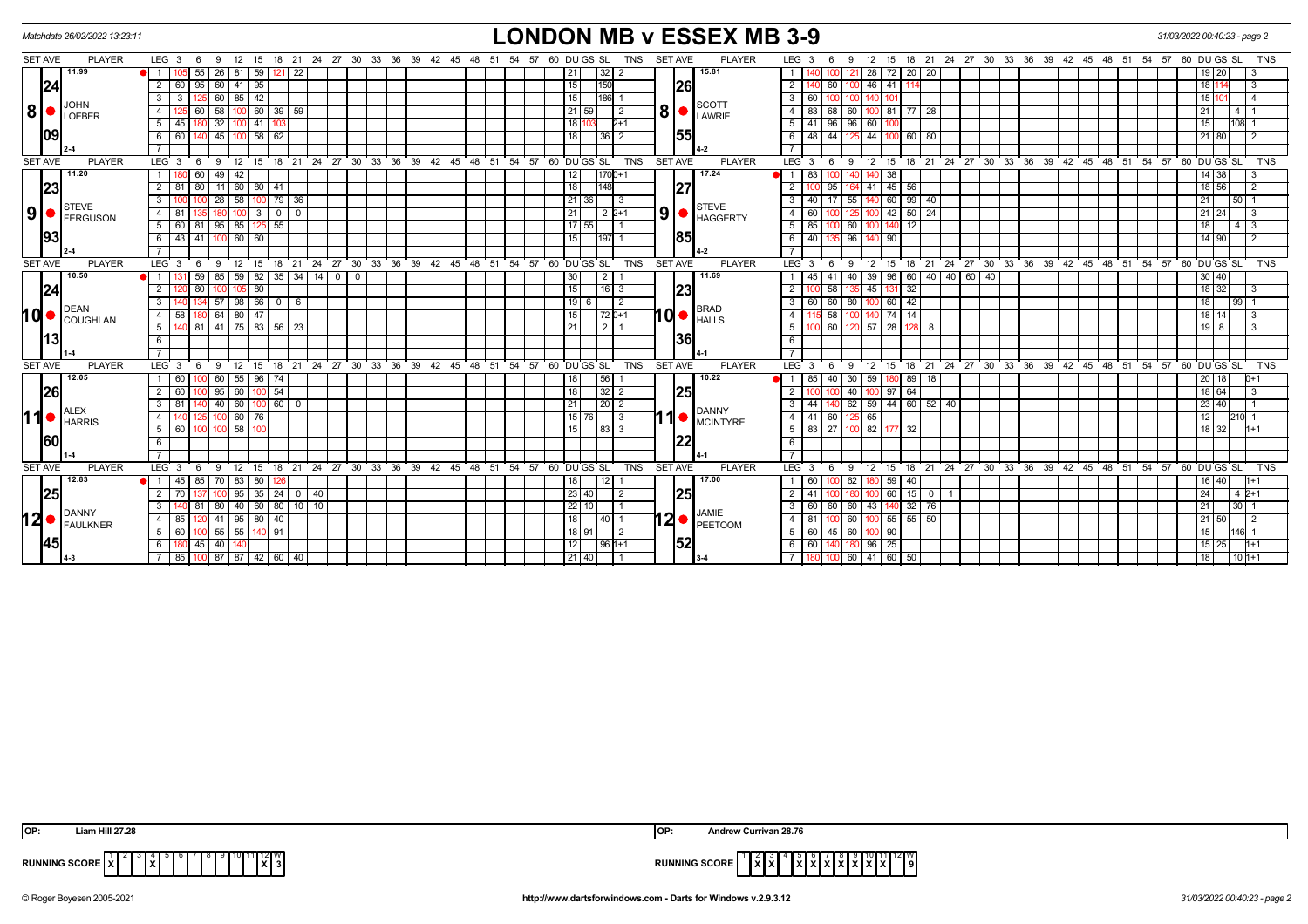# LONDON MB v ESSEX MB 3-9

Matchdate 26/02/2022 13:23:11 — 31/03/2022 00:40:23 - page 2

## Match 8

| SET AVE | PLAYER | LEG | Scores | DU | GS | SL | TNS |
|---|---|---|---|---|---|---|---|
| 11.99 / 24.09 | JOHN LOEBER (2-4) | 1 | 105 55 26 81 59 121 22 | 21 | | 32 | 2 |
| | | 2 | 60 95 60 41 95 | 15 | | 150 | |
| | | 3 | 3 125 60 85 42 | 15 | | 186 | 1 |
| | | 4 | 125 60 58 100 60 39 59 | 21 | 59 | | 2 |
| | | 5 | 45 180 32 100 41 103 | 18 | 103 | | 2+1 |
| | | 6 | 60 140 45 100 58 62 | 18 | | 36 | 2 |

| SET AVE | PLAYER | LEG | Scores | DU | GS | SL | TNS |
|---|---|---|---|---|---|---|---|
| 15.81 / 26.55 | SCOTT LAWRIE (4-2) | 1 | 140 100 121 28 72 20 20 | 19 | 20 | | 3 |
| | | 2 | 140 60 100 46 41 114 | 18 | 114 | | 3 |
| | | 3 | 60 100 100 140 101 | 15 | 101 | | 4 |
| | | 4 | 83 68 60 100 81 77 28 | 21 | | 4 | 1 |
| | | 5 | 41 96 96 60 100 | 15 | | 108 | 1 |
| | | 6 | 48 44 125 44 100 60 80 | 21 | 80 | | 2 |

## Match 9

| SET AVE | PLAYER | LEG | Scores | DU | GS | SL | TNS |
|---|---|---|---|---|---|---|---|
| 11.20 / 23.93 | STEVE FERGUSON (2-4) | 1 | 180 60 49 42 | 12 | | 170 | 0+1 |
| | | 2 | 81 80 11 60 80 41 | 18 | | 148 | |
| | | 3 | 100 100 28 58 100 79 36 | 21 | 36 | | 3 |
| | | 4 | 81 135 180 100 3 0 0 | 21 | | 2 | 2+1 |
| | | 5 | 60 81 95 85 125 55 | 17 | 55 | | 1 |
| | | 6 | 43 41 100 60 60 | 15 | | 197 | 1 |

| SET AVE | PLAYER | LEG | Scores | DU | GS | SL | TNS |
|---|---|---|---|---|---|---|---|
| 17.24 / 27.85 | STEVE HAGGERTY (4-2) | 1 | 83 100 140 140 38 | 14 | 38 | | 3 |
| | | 2 | 100 95 164 41 45 56 | 18 | 56 | | 2 |
| | | 3 | 40 17 55 140 60 99 40 | 21 | | 50 | 1 |
| | | 4 | 60 100 125 100 42 50 24 | 21 | 24 | | 3 |
| | | 5 | 85 100 60 100 140 12 | 18 | | 4 | 3 |
| | | 6 | 40 135 96 140 90 | 14 | 90 | | 2 |

## Match 10

| SET AVE | PLAYER | LEG | Scores | DU | GS | SL | TNS |
|---|---|---|---|---|---|---|---|
| 10.50 / 24.13 | DEAN COUGHLAN (1-4) | 1 | 131 59 85 59 82 35 34 14 0 0 | 30 | | 2 | 1 |
| | | 2 | 120 80 100 105 80 | 15 | | 16 | 3 |
| | | 3 | 140 134 57 98 66 0 6 | 19 | 6 | | 2 |
| | | 4 | 58 180 64 80 47 | 15 | | 72 | 0+1 |
| | | 5 | 140 81 41 75 83 56 23 | 21 | | 2 | 1 |

| SET AVE | PLAYER | LEG | Scores | DU | GS | SL | TNS |
|---|---|---|---|---|---|---|---|
| 11.69 / 23.36 | BRAD HALLS (4-1) | 1 | 45 41 40 39 96 60 40 40 60 40 | 30 | 40 | | |
| | | 2 | 100 58 135 45 131 32 | 18 | 32 | | 3 |
| | | 3 | 60 60 80 100 60 42 | 18 | | 99 | 1 |
| | | 4 | 115 58 100 140 74 14 | 18 | 14 | | 3 |
| | | 5 | 100 60 120 57 28 128 8 | 19 | 8 | | 3 |

## Match 11

| SET AVE | PLAYER | LEG | Scores | DU | GS | SL | TNS |
|---|---|---|---|---|---|---|---|
| 12.05 / 26.60 | ALEX HARRIS (1-4) | 1 | 60 100 60 55 96 74 | 18 | | 56 | 1 |
| | | 2 | 60 100 95 60 100 54 | 18 | | 32 | 2 |
| | | 3 | 81 140 40 60 100 60 0 | 21 | | 20 | 2 |
| | | 4 | 140 125 100 60 76 | 15 | 76 | | 3 |
| | | 5 | 60 100 100 58 100 | 15 | | 83 | 3 |

| SET AVE | PLAYER | LEG | Scores | DU | GS | SL | TNS |
|---|---|---|---|---|---|---|---|
| 10.22 / 25.22 | DANNY MCINTYRE (4-1) | 1 | 85 40 30 59 180 89 18 | 20 | 18 | | 0+1 |
| | | 2 | 100 100 40 100 97 64 | 18 | 64 | | 3 |
| | | 3 | 44 140 62 59 44 60 52 40 | 23 | 40 | | 1 |
| | | 4 | 41 60 125 65 | 12 | | 210 | 1 |
| | | 5 | 83 27 100 82 177 32 | 18 | 32 | | 1+1 |

## Match 12

| SET AVE | PLAYER | LEG | Scores | DU | GS | SL | TNS |
|---|---|---|---|---|---|---|---|
| 12.83 / 25.45 | DANNY FAULKNER (4-3) | 1 | 45 85 70 83 80 126 | 18 | | 12 | 1 |
| | | 2 | 70 137 100 95 35 24 0 40 | 23 | 40 | | 2 |
| | | 3 | 140 81 80 40 60 80 10 10 | 22 | 10 | | 1 |
| | | 4 | 85 120 41 95 80 40 | 18 | | 40 | 1 |
| | | 5 | 60 100 55 55 140 91 | 18 | 91 | | 2 |
| | | 6 | 180 45 40 140 | 12 | | 96 | 1+1 |
| | | 7 | 85 100 87 87 42 60 40 | 21 | 40 | | 1 |

| SET AVE | PLAYER | LEG | Scores | DU | GS | SL | TNS |
|---|---|---|---|---|---|---|---|
| 17.00 / 25.52 | JAMIE PEETOOM (3-4) | 1 | 60 100 62 180 59 40 | 16 | 40 | | 1+1 |
| | | 2 | 41 100 180 100 60 15 0 1 | 24 | | 4 | 2+1 |
| | | 3 | 60 60 60 43 140 32 76 | 21 | | 30 | 1 |
| | | 4 | 81 100 60 100 55 55 50 | 21 | 50 | | 2 |
| | | 5 | 60 45 60 100 90 | 15 | | 146 | 1 |
| | | 6 | 60 140 180 96 25 | 15 | 25 | | 1+1 |
| | | 7 | 180 100 60 41 60 50 | 18 | | 10 | 1+1 |

OP: Liam Hill 27.28 — OP: Andrew Currivan 28.76

RUNNING SCORE (London MB): 1 2 3 4 5 6 7 8 9 10 11 12 — X at 1, 4, 12 — W: 3

RUNNING SCORE (Essex MB): 1 2 3 4 5 6 7 8 9 10 11 12 — X at 2, 3, 5, 6, 7, 8, 9, 10, 11 — W: 9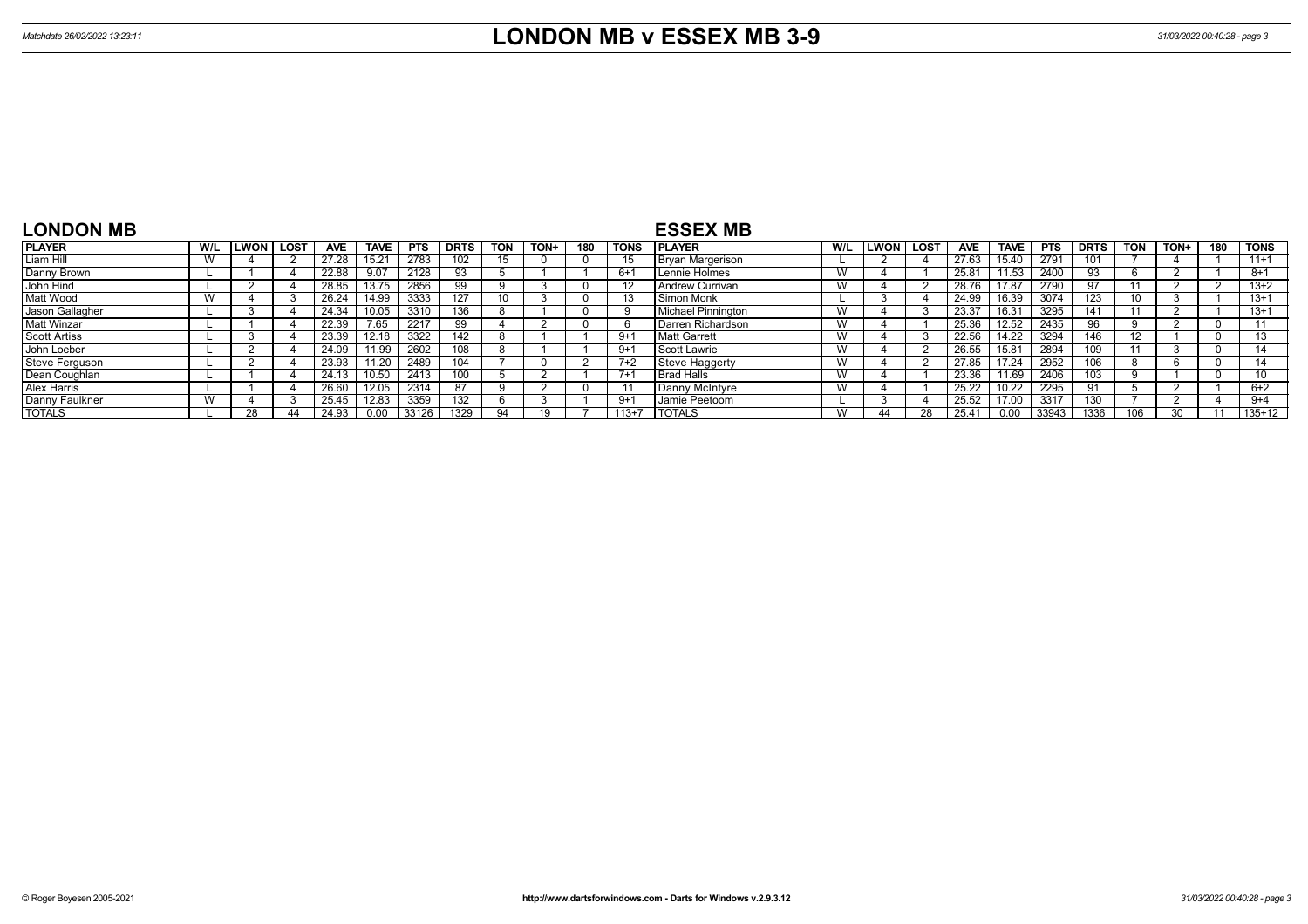# LONDON MB v ESSEX MB 3-9

Matchdate 26/02/2022 13:23:11

## LONDON MB

| PLAYER | W/L | LWON | LOST | AVE | TAVE | PTS | DRTS | TON | TON+ | 180 | TONS |
|---|---|---|---|---|---|---|---|---|---|---|---|
| Liam Hill | W | 4 | 2 | 27.28 | 15.21 | 2783 | 102 | 15 | 0 | 0 | 15 |
| Danny Brown | L | 1 | 4 | 22.88 | 9.07 | 2128 | 93 | 5 | 1 | 1 | 6+1 |
| John Hind | L | 2 | 4 | 28.85 | 13.75 | 2856 | 99 | 9 | 3 | 0 | 12 |
| Matt Wood | W | 4 | 3 | 26.24 | 14.99 | 3333 | 127 | 10 | 3 | 0 | 13 |
| Jason Gallagher | L | 3 | 4 | 24.34 | 10.05 | 3310 | 136 | 8 | 1 | 0 | 9 |
| Matt Winzar | L | 1 | 4 | 22.39 | 7.65 | 2217 | 99 | 4 | 2 | 0 | 6 |
| Scott Artiss | L | 3 | 4 | 23.39 | 12.18 | 3322 | 142 | 8 | 1 | 1 | 9+1 |
| John Loeber | L | 2 | 4 | 24.09 | 11.99 | 2602 | 108 | 8 | 1 | 1 | 9+1 |
| Steve Ferguson | L | 2 | 4 | 23.93 | 11.20 | 2489 | 104 | 7 | 0 | 2 | 7+2 |
| Dean Coughlan | L | 1 | 4 | 24.13 | 10.50 | 2413 | 100 | 5 | 2 | 1 | 7+1 |
| Alex Harris | L | 1 | 4 | 26.60 | 12.05 | 2314 | 87 | 9 | 2 | 0 | 11 |
| Danny Faulkner | W | 4 | 3 | 25.45 | 12.83 | 3359 | 132 | 6 | 3 | 1 | 9+1 |
| TOTALS | L | 28 | 44 | 24.93 | 0.00 | 33126 | 1329 | 94 | 19 | 7 | 113+7 |

## ESSEX MB

| PLAYER | W/L | LWON | LOST | AVE | TAVE | PTS | DRTS | TON | TON+ | 180 | TONS |
|---|---|---|---|---|---|---|---|---|---|---|---|
| Bryan Margerison | L | 2 | 4 | 27.63 | 15.40 | 2791 | 101 | 7 | 4 | 1 | 11+1 |
| Lennie Holmes | W | 4 | 1 | 25.81 | 11.53 | 2400 | 93 | 6 | 2 | 1 | 8+1 |
| Andrew Currivan | W | 4 | 2 | 28.76 | 17.87 | 2790 | 97 | 11 | 2 | 2 | 13+2 |
| Simon Monk | L | 3 | 4 | 24.99 | 16.39 | 3074 | 123 | 10 | 3 | 1 | 13+1 |
| Michael Pinnington | W | 4 | 3 | 23.37 | 16.31 | 3295 | 141 | 11 | 2 | 1 | 13+1 |
| Darren Richardson | W | 4 | 1 | 25.36 | 12.52 | 2435 | 96 | 9 | 2 | 0 | 11 |
| Matt Garrett | W | 4 | 3 | 22.56 | 14.22 | 3294 | 146 | 12 | 1 | 0 | 13 |
| Scott Lawrie | W | 4 | 2 | 26.55 | 15.81 | 2894 | 109 | 11 | 3 | 0 | 14 |
| Steve Haggerty | W | 4 | 2 | 27.85 | 17.24 | 2952 | 106 | 8 | 6 | 0 | 14 |
| Brad Halls | W | 4 | 1 | 23.36 | 11.69 | 2406 | 103 | 9 | 1 | 0 | 10 |
| Danny McIntyre | W | 4 | 1 | 25.22 | 10.22 | 2295 | 91 | 5 | 2 | 1 | 6+2 |
| Jamie Peetoom | L | 3 | 4 | 25.52 | 17.00 | 3317 | 130 | 7 | 2 | 4 | 9+4 |
| TOTALS | W | 44 | 28 | 25.41 | 0.00 | 33943 | 1336 | 106 | 30 | 11 | 135+12 |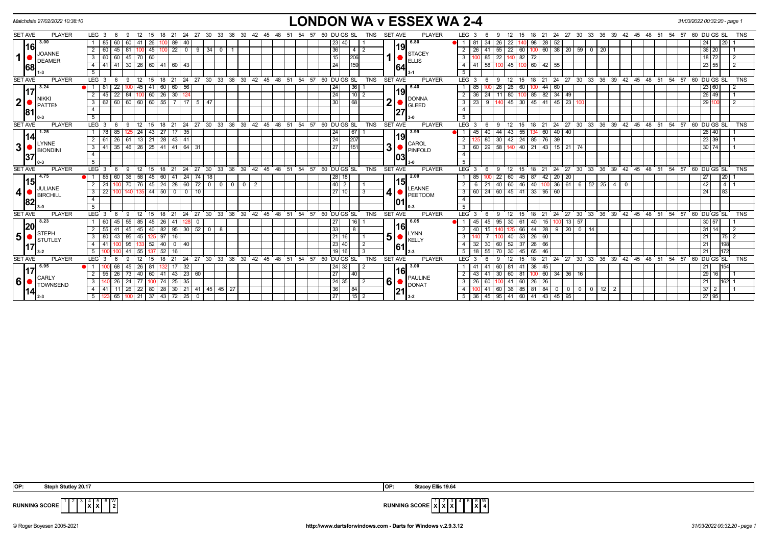Matchdate 27/02/2022 10:38:10

# LONDON WA v ESSEX WA 2-4

| SET AVE | PLAYER | LEG | Scores | DU | GS | SL | TNS | SET AVE | PLAYER | LEG | Scores | DU | GS | SL | TNS |
|---|---|---|---|---|---|---|---|---|---|---|---|---|---|---|---|
| 3.00 / 16.68 | 1 JOANNE DEAMER (1-3) | 1 | 85 60 60 41 26 100 89 40 | 23 | 40 | | 1 | 6.80 / 19.64 | 1 STACEY ELLIS (3-1) | 1 | 81 34 26 22 140 98 28 52 | 24 | | 20 | 1 |
| | | 2 | 60 45 81 100 45 100 22 0 9 34 0 | 36 | | 4 | 2 | | | 2 | 26 41 55 22 60 100 60 38 20 59 0 20 | 36 | 20 | | 1 |
| | | 3 | 60 60 45 70 60 | 15 | | 206 | | | | 3 | 100 85 22 140 82 72 | 18 | 72 | | 2 |
| | | 4 | 41 41 30 26 60 41 60 43 | 24 | | 159 | | | | 4 | 41 58 100 45 100 60 42 55 | 23 | 55 | | 2 |
| 3.24 / 17.81 | 2 NIKKI PATTEN (0-3) | 1 | 81 22 100 45 41 60 60 56 | 24 | | 36 | 1 | 5.40 / 19.27 | 2 DONNA GLEED (3-0) | 1 | 85 100 26 26 60 100 44 60 | 23 | 60 | | 2 |
| | | 2 | 45 22 84 100 60 26 30 124 | 24 | | 10 | 2 | | | 2 | 36 24 11 80 100 85 82 34 49 | 26 | 49 | | 1 |
| | | 3 | 62 60 60 60 60 55 7 17 5 47 | 30 | | 68 | | | | 3 | 23 9 140 45 30 45 41 45 23 100 | 29 | 100 | | 2 |
| 1.25 / 14.37 | 3 LYNNE BIONDINI (0-3) | 1 | 78 85 125 24 43 27 17 35 | 24 | | 67 | 1 | 3.99 / 19.03 | 3 CAROL PINFOLD (3-0) | 1 | 45 40 44 43 55 134 60 40 40 | 26 | 40 | | 1 |
| | | 2 | 61 26 61 13 21 28 43 41 | 24 | | 207 | | | | 2 | 125 80 30 42 24 85 76 39 | 23 | 39 | | 1 |
| | | 3 | 41 35 46 26 25 41 41 64 31 | 27 | | 151 | | | | 3 | 60 29 58 140 40 21 43 15 21 74 | 30 | 74 | | 1 |
| 4.75 / 15.82 | 4 JULIANE BIRCHILL (3-0) | 1 | 85 60 36 58 45 60 41 24 74 18 | 28 | 18 | | | 2.00 / 15.01 | 4 LEANNE PEETOOM (0-3) | 1 | 85 100 22 60 45 87 42 20 20 | 27 | | 20 | 1 |
| | | 2 | 24 100 70 76 45 24 28 60 72 0 0 0 0 2 | 40 | 2 | | 1 | | | 2 | 6 21 40 60 46 40 100 36 61 6 52 25 4 0 | 42 | | 4 | 1 |
| | | 3 | 22 100 140 135 44 50 0 0 10 | 27 | 10 | | 3 | | | 3 | 60 24 60 45 41 33 95 60 | 24 | | 83 | |
| 8.23 / 20.17 | 5 STEPH STUTLEY (3-2) | 1 | 60 45 55 85 45 26 41 128 0 | 27 | | 16 | 1 | 6.05 / 16.61 | 5 LYNN KELLY (2-3) | 1 | 45 45 95 30 61 40 15 100 13 57 | 30 | 57 | | 1 |
| | | 2 | 55 41 45 45 40 82 95 30 52 0 8 | 33 | | 8 | | | | 2 | 40 15 140 125 66 44 28 9 20 0 14 | 31 | 14 | | 2 |
| | | 3 | 80 43 95 45 125 97 16 | 21 | 16 | | 1 | | | 3 | 140 7 100 40 53 26 60 | 21 | | 75 | 2 |
| | | 4 | 41 100 95 133 52 40 0 40 | 23 | 40 | | 2 | | | 4 | 32 30 60 52 37 26 66 | 21 | | 198 | |
| | | 5 | 100 100 41 55 137 52 16 | 19 | 16 | | 3 | | | 5 | 18 55 70 30 45 65 46 | 21 | | 172 | |
| 6.95 / 17.14 | 6 CARLY TOWNSEND (2-3) | 1 | 100 68 45 26 81 132 17 32 | 24 | 32 | | 2 | 3.00 / 16.21 | 6 PAULINE DONAT (3-2) | 1 | 41 41 60 81 41 38 45 | 21 | | 154 | |
| | | 2 | 95 26 73 40 60 41 43 23 60 | 27 | | 40 | | | | 2 | 43 41 30 60 81 100 60 34 36 16 | 29 | 16 | | 1 |
| | | 3 | 140 26 24 77 100 74 25 35 | 24 | 35 | | 2 | | | 3 | 26 60 100 41 60 26 26 | 21 | | 162 | 1 |
| | | 4 | 41 11 26 22 80 28 30 21 41 45 45 27 | 36 | | 84 | | | | 4 | 100 41 60 36 85 81 84 0 0 0 0 12 2 | 37 | 2 | | 1 |
| | | 5 | 123 65 100 21 37 43 72 25 0 | 27 | | 15 | 2 | | | 5 | 36 45 95 41 60 41 43 45 95 | 27 | 95 | | |

OP: Steph Stutley 20.17 | OP: Stacey Ellis 19.64

RUNNING SCORE (London): 1 2 3 4 5 6 W — X (4), X (5) — 2

RUNNING SCORE (Essex): 1 2 3 4 5 6 W — X (1), X (2), X (3), X (6) — 4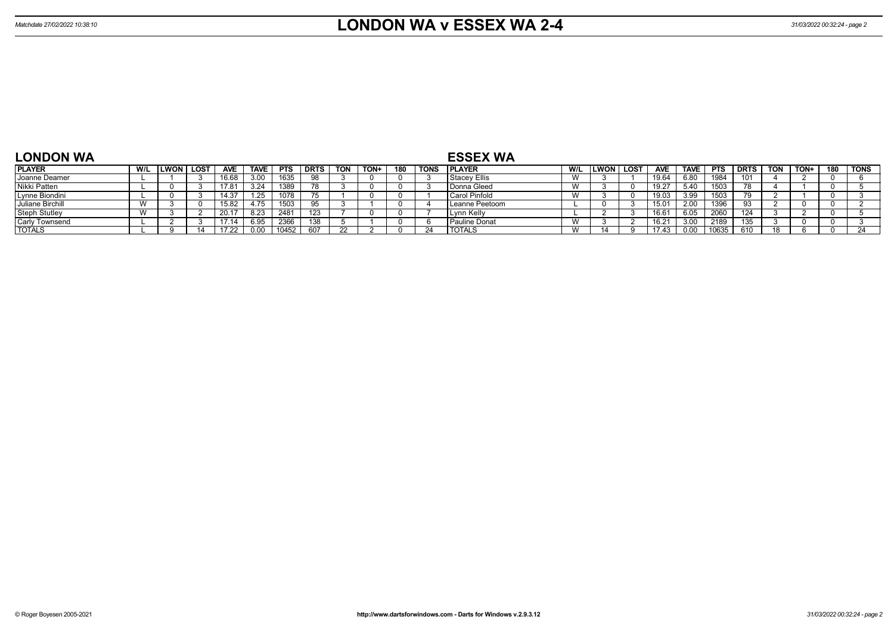# LONDON WA v ESSEX WA 2-4

Matchdate 27/02/2022 10:38:10

## LONDON WA

| PLAYER | W/L | LWON | LOST | AVE | TAVE | PTS | DRTS | TON | TON+ | 180 | TONS |
|---|---|---|---|---|---|---|---|---|---|---|---|
| Joanne Deamer | L | 1 | 3 | 16.68 | 3.00 | 1635 | 98 | 3 | 0 | 0 | 3 |
| Nikki Patten | L | 0 | 3 | 17.81 | 3.24 | 1389 | 78 | 3 | 0 | 0 | 3 |
| Lynne Biondini | L | 0 | 3 | 14.37 | 1.25 | 1078 | 75 | 1 | 0 | 0 | 1 |
| Juliane Birchill | W | 3 | 0 | 15.82 | 4.75 | 1503 | 95 | 3 | 1 | 0 | 4 |
| Steph Stutley | W | 3 | 2 | 20.17 | 8.23 | 2481 | 123 | 7 | 0 | 0 | 7 |
| Carly Townsend | L | 2 | 3 | 17.14 | 6.95 | 2366 | 138 | 5 | 1 | 0 | 6 |
| TOTALS | L | 9 | 14 | 17.22 | 0.00 | 10452 | 607 | 22 | 2 | 0 | 24 |

## ESSEX WA

| PLAYER | W/L | LWON | LOST | AVE | TAVE | PTS | DRTS | TON | TON+ | 180 | TONS |
|---|---|---|---|---|---|---|---|---|---|---|---|
| Stacey Ellis | W | 3 | 1 | 19.64 | 6.80 | 1984 | 101 | 4 | 2 | 0 | 6 |
| Donna Gleed | W | 3 | 0 | 19.27 | 5.40 | 1503 | 78 | 4 | 1 | 0 | 5 |
| Carol Pinfold | W | 3 | 0 | 19.03 | 3.99 | 1503 | 79 | 2 | 1 | 0 | 3 |
| Leanne Peetoom | L | 0 | 3 | 15.01 | 2.00 | 1396 | 93 | 2 | 0 | 0 | 2 |
| Lynn Kelly | L | 2 | 3 | 16.61 | 6.05 | 2060 | 124 | 3 | 2 | 0 | 5 |
| Pauline Donat | W | 3 | 2 | 16.21 | 3.00 | 2189 | 135 | 3 | 0 | 0 | 3 |
| TOTALS | W | 14 | 9 | 17.43 | 0.00 | 10635 | 610 | 18 | 6 | 0 | 24 |

© Roger Boyesen 2005-2021 http://www.dartsforwindows.com - Darts for Windows v.2.9.3.12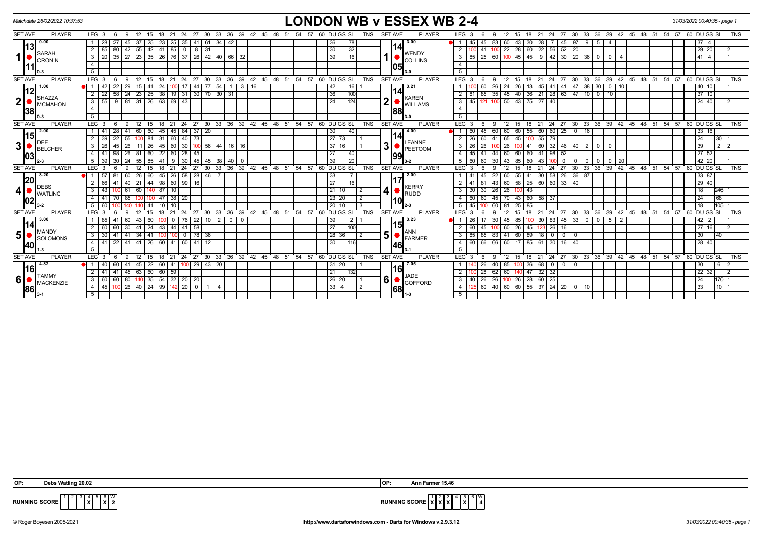Matchdate 26/02/2022 10:37:53

# LONDON WB v ESSEX WB 2-4

31/03/2022 00:40:35 - page 1

## Set 1

**SARAH CRONIN** (Set ave 13.11, 0.00, 0-3) v **WENDY COLLINS** (Set ave 14.05, 3.00, 3-0)

| LEG | Scores (Sarah Cronin) | DU | GS | SL | TNS |
|---|---|---|---|---|---|
| 1 | 28 27 45 37 25 23 25 35 41 61 34 42 | 36 | | 78 | |
| 2 | 85 80 42 55 42 41 85 0 8 31 | 30 | | 32 | |
| 3 | 20 35 27 23 35 26 76 37 26 42 40 66 32 | 39 | | 16 | |

| LEG | Scores (Wendy Collins) | DU | GS | SL | TNS |
|---|---|---|---|---|---|
| 1 | 45 45 83 60 43 30 28 7 45 97 9 5 4 | 37 | 4 | | |
| 2 | 100 41 100 22 28 60 22 56 52 20 | 29 | 20 | | 2 |
| 3 | 85 25 60 100 45 45 9 42 30 20 36 0 0 4 | 41 | 4 | | 1 |

## Set 2

**SHAZZA MCMAHON** (Set ave 12.38, 1.00, 0-3) v **KAREN WILLIAMS** (Set ave 14.88, 3.21, 3-0)

| LEG | Scores (Shazza McMahon) | DU | GS | SL | TNS |
|---|---|---|---|---|---|
| 1 | 42 22 29 15 41 24 100 17 44 77 54 1 3 16 | 42 | | 16 | 1 |
| 2 | 22 58 24 23 25 38 19 31 30 70 30 31 | 36 | | 100 | |
| 3 | 55 9 81 31 26 63 69 43 | 24 | | 124 | |

| LEG | Scores (Karen Williams) | DU | GS | SL | TNS |
|---|---|---|---|---|---|
| 1 | 100 60 26 24 26 13 45 41 41 47 38 30 0 10 | 40 | 10 | | 1 |
| 2 | 81 85 35 45 40 36 21 28 63 47 10 0 10 | 37 | 10 | | |
| 3 | 45 121 100 50 43 75 27 40 | 24 | 40 | | 2 |

## Set 3

**DEE BELCHER** (Set ave 15.03, 2.00, 2-3) v **LEANNE PEETOOM** (Set ave 14.99, 4.00, 3-2)

| LEG | Scores (Dee Belcher) | DU | GS | SL | TNS |
|---|---|---|---|---|---|
| 1 | 41 28 41 60 60 45 45 84 37 20 | 30 | | 40 | |
| 2 | 39 22 55 100 81 31 60 40 73 | 27 | 73 | | 1 |
| 3 | 26 45 26 11 26 45 60 30 100 56 44 16 16 | 37 | 16 | | 1 |
| 4 | 41 98 26 81 60 22 60 28 45 | 27 | | 40 | |
| 5 | 39 30 24 55 85 41 9 30 45 45 38 40 0 | 39 | | 20 | |

| LEG | Scores (Leanne Peetoom) | DU | GS | SL | TNS |
|---|---|---|---|---|---|
| 1 | 60 45 60 60 60 55 60 60 25 0 16 | 33 | 16 | | |
| 2 | 26 60 41 65 45 100 55 79 | 24 | | 30 | 1 |
| 3 | 26 26 100 26 100 41 60 32 46 40 2 0 0 | 39 | | 2 | 2 |
| 4 | 45 41 44 60 60 60 41 98 52 | 27 | 52 | | |
| 5 | 60 60 30 43 85 60 43 100 0 0 0 0 0 0 20 | 42 | 20 | | 1 |

## Set 4

**DEBS WATLING** (Set ave 20.02, 8.20, 3-2) v **KERRY RUDD** (Set ave 17.10, 2.00, 2-3)

| LEG | Scores (Debs Watling) | DU | GS | SL | TNS |
|---|---|---|---|---|---|
| 1 | 57 81 60 26 60 45 26 58 28 46 7 | 33 | | 7 | |
| 2 | 66 41 40 21 44 98 60 99 16 | 27 | | 16 | |
| 3 | 43 100 61 60 140 87 10 | 21 | 10 | | 2 |
| 4 | 41 70 85 100 100 47 38 20 | 23 | 20 | | 2 |
| 5 | 60 100 140 140 41 10 10 | 20 | 10 | | 3 |

| LEG | Scores (Kerry Rudd) | DU | GS | SL | TNS |
|---|---|---|---|---|---|
| 1 | 41 45 22 60 55 41 30 58 26 36 87 | 33 | 87 | | |
| 2 | 41 81 43 60 58 25 60 60 33 40 | 29 | 40 | | |
| 3 | 30 30 26 26 100 43 | 18 | | 246 | 1 |
| 4 | 60 60 45 70 43 60 58 37 | 24 | | 68 | |
| 5 | 45 100 60 81 25 85 | 18 | | 105 | 1 |

## Set 5

**MANDY SOLOMONS** (Set ave 14.40, 3.00, 1-3) v **ANN FARMER** (Set ave 15.46, 3.23, 3-1)

| LEG | Scores (Mandy Solomons) | DU | GS | SL | TNS |
|---|---|---|---|---|---|
| 1 | 85 41 60 43 60 100 0 76 22 10 2 0 0 | 39 | | 2 | 1 |
| 2 | 60 60 30 41 24 43 44 41 58 | 27 | | 100 | |
| 3 | 30 41 41 34 41 100 100 0 78 36 | 28 | 36 | | 2 |
| 4 | 41 22 41 41 26 60 41 60 41 12 | 30 | | 116 | |

| LEG | Scores (Ann Farmer) | DU | GS | SL | TNS |
|---|---|---|---|---|---|
| 1 | 26 17 30 45 85 100 30 83 45 33 0 0 5 2 | 42 | 2 | | 1 |
| 2 | 60 45 100 60 26 45 123 26 16 | 27 | 16 | | 2 |
| 3 | 85 85 83 41 60 89 18 0 0 0 | 30 | | 40 | |
| 4 | 60 66 66 60 17 85 61 30 16 40 | 28 | 40 | | |

## Set 6

**TAMMY MACKENZIE** (Set ave 16.86, 4.82, 3-1) v **JADE GOFFORD** (Set ave 16.68, 7.05, 1-3)

| LEG | Scores (Tammy Mackenzie) | DU | GS | SL | TNS |
|---|---|---|---|---|---|
| 1 | 40 60 41 45 22 60 41 100 29 43 20 | 31 | 20 | | 1 |
| 2 | 41 41 45 63 60 60 59 | 21 | | 132 | |
| 3 | 60 60 80 140 35 54 32 20 20 | 26 | 20 | | 1 |
| 4 | 45 100 26 40 24 99 142 20 0 1 4 | 33 | 4 | | 2 |

| LEG | Scores (Jade Gofford) | DU | GS | SL | TNS |
|---|---|---|---|---|---|
| 1 | 140 26 40 85 100 36 68 0 0 0 | 30 | | 6 | 2 |
| 2 | 100 28 62 60 140 47 32 32 | 22 | 32 | | 2 |
| 3 | 40 26 26 100 26 28 60 25 | 24 | | 170 | 1 |
| 4 | 125 60 40 60 60 55 37 24 20 0 10 | 33 | | 10 | 1 |

**OP:** Debs Watling 20.02 — **OP:** Ann Farmer 15.46

**RUNNING SCORE** (London WB): Sets won 4, 6 — W: 2

**RUNNING SCORE** (Essex WB): Sets won 1, 2, 3, 5 — W: 4

© Roger Boyesen 2005-2021 — http://www.dartsforwindows.com - Darts for Windows v.2.9.3.12 — 31/03/2022 00:40:35 - page 1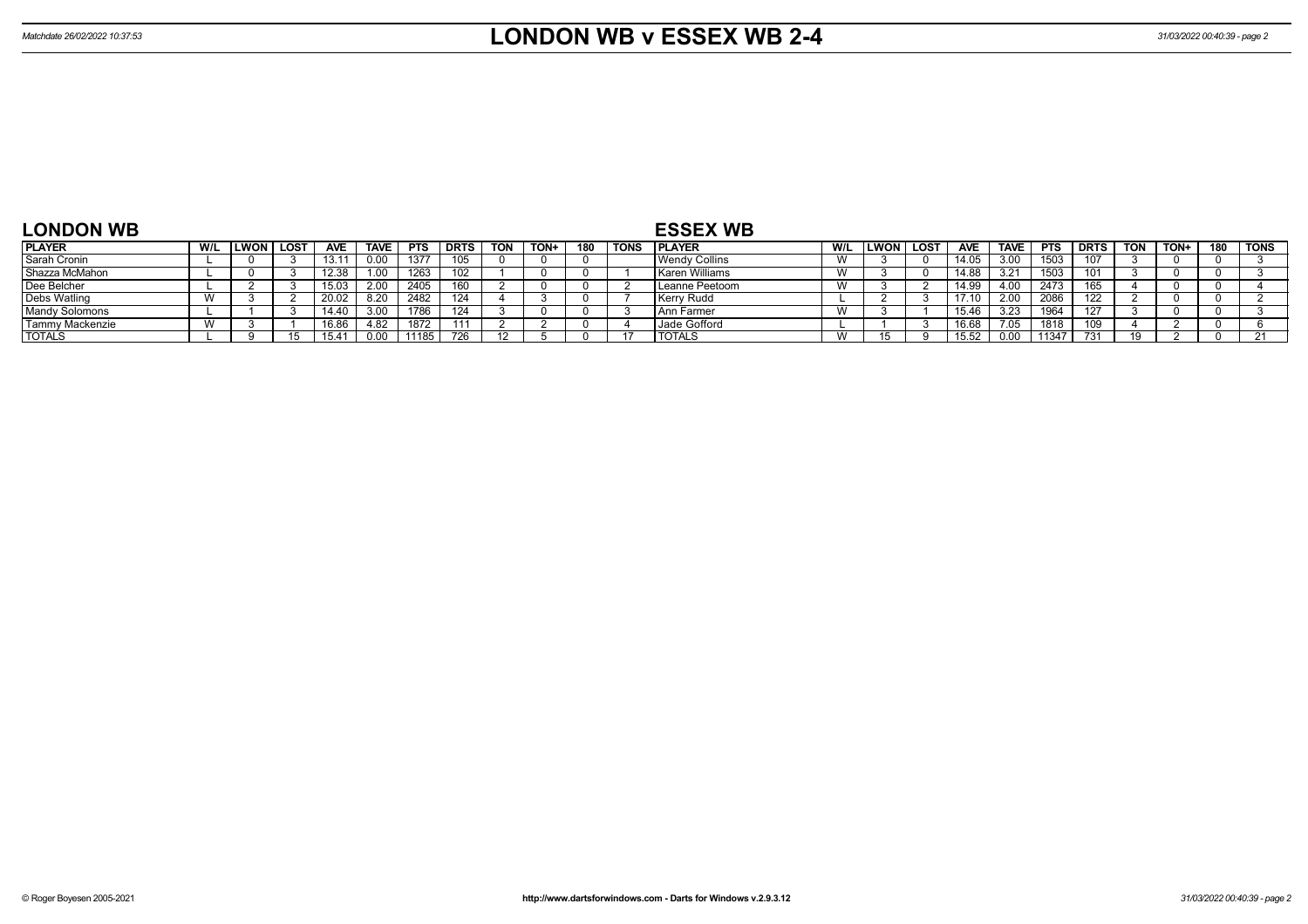# LONDON WB v ESSEX WB 2-4

Matchdate 26/02/2022 10:37:53

## LONDON WB

| PLAYER | W/L | LWON | LOST | AVE | TAVE | PTS | DRTS | TON | TON+ | 180 | TONS |
|---|---|---|---|---|---|---|---|---|---|---|---|
| Sarah Cronin | L | 0 | 3 | 13.11 | 0.00 | 1377 | 105 | 0 | 0 | 0 | |
| Shazza McMahon | L | 0 | 3 | 12.38 | 1.00 | 1263 | 102 | 1 | 0 | 0 | 1 |
| Dee Belcher | L | 2 | 3 | 15.03 | 2.00 | 2405 | 160 | 2 | 0 | 0 | 2 |
| Debs Watling | W | 3 | 2 | 20.02 | 8.20 | 2482 | 124 | 4 | 3 | 0 | 7 |
| Mandy Solomons | L | 1 | 3 | 14.40 | 3.00 | 1786 | 124 | 3 | 0 | 0 | 3 |
| Tammy Mackenzie | W | 3 | 1 | 16.86 | 4.82 | 1872 | 111 | 2 | 2 | 0 | 4 |
| TOTALS | L | 9 | 15 | 15.41 | 0.00 | 11185 | 726 | 12 | 5 | 0 | 17 |

## ESSEX WB

| PLAYER | W/L | LWON | LOST | AVE | TAVE | PTS | DRTS | TON | TON+ | 180 | TONS |
|---|---|---|---|---|---|---|---|---|---|---|---|
| Wendy Collins | W | 3 | 0 | 14.05 | 3.00 | 1503 | 107 | 3 | 0 | 0 | 3 |
| Karen Williams | W | 3 | 0 | 14.88 | 3.21 | 1503 | 101 | 3 | 0 | 0 | 3 |
| Leanne Peetoom | W | 3 | 2 | 14.99 | 4.00 | 2473 | 165 | 4 | 0 | 0 | 4 |
| Kerry Rudd | L | 2 | 3 | 17.10 | 2.00 | 2086 | 122 | 2 | 0 | 0 | 2 |
| Ann Farmer | W | 3 | 1 | 15.46 | 3.23 | 1964 | 127 | 3 | 0 | 0 | 3 |
| Jade Gofford | L | 1 | 3 | 16.68 | 7.05 | 1818 | 109 | 4 | 2 | 0 | 6 |
| TOTALS | W | 15 | 9 | 15.52 | 0.00 | 11347 | 731 | 19 | 2 | 0 | 21 |